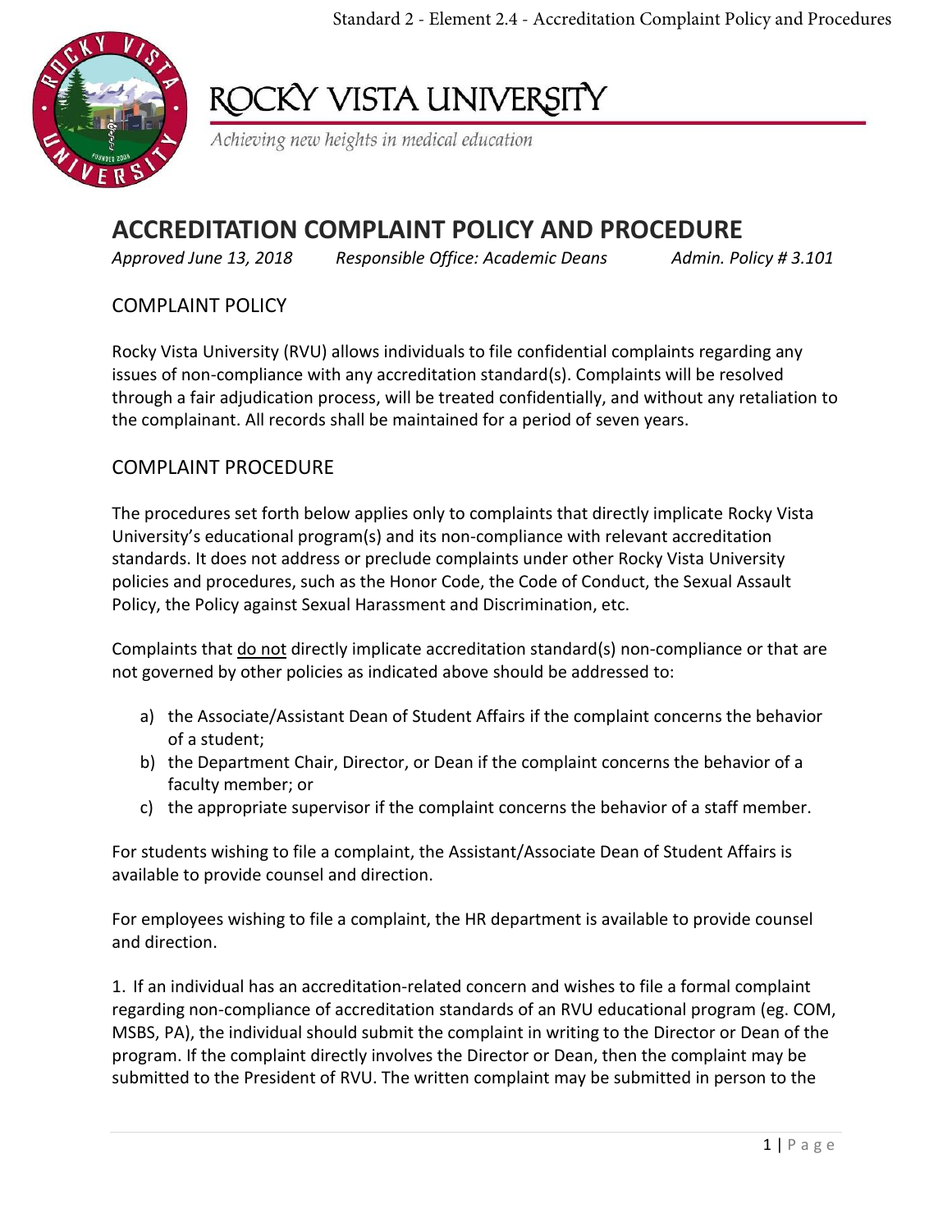# ROCKY VISTA UNIVERSITY

*Achieving new heights in medical education*

## ACCREDITATION COMPLAINT POLICY AND PROCEDURE

*Approved June 13, 2018*  *Responsible Office: Academic Deans*  *Admin. Policy # 3.101*

### COMPLAINT POLICY

Rocky Vista University (RVU) allows individuals to file confidential complaints regarding any issues of non-compliance with any accreditation standard(s). Complaints will be resolved through a fair adjudication process, will be treated confidentially, and without any retaliation to the complainant. All records shall be maintained for a period of seven years.

### COMPLAINT PROCEDURE

The procedures set forth below applies only to complaints that directly implicate Rocky Vista University's educational program(s) and its non-compliance with relevant accreditation standards. It does not address or preclude complaints under other Rocky Vista University policies and procedures, such as the Honor Code, the Code of Conduct, the Sexual Assault Policy, the Policy against Sexual Harassment and Discrimination, etc.

Complaints that <u>do not</u> directly implicate accreditation standard(s) non-compliance or that are not governed by other policies as indicated above should be addressed to:

a) the Associate/Assistant Dean of Student Affairs if the complaint concerns the behavior of a student;
b) the Department Chair, Director, or Dean if the complaint concerns the behavior of a faculty member; or
c) the appropriate supervisor if the complaint concerns the behavior of a staff member.

For students wishing to file a complaint, the Assistant/Associate Dean of Student Affairs is available to provide counsel and direction.

For employees wishing to file a complaint, the HR department is available to provide counsel and direction.

1. If an individual has an accreditation-related concern and wishes to file a formal complaint regarding non-compliance of accreditation standards of an RVU educational program (eg. COM, MSBS, PA), the individual should submit the complaint in writing to the Director or Dean of the program. If the complaint directly involves the Director or Dean, then the complaint may be submitted to the President of RVU. The written complaint may be submitted in person to the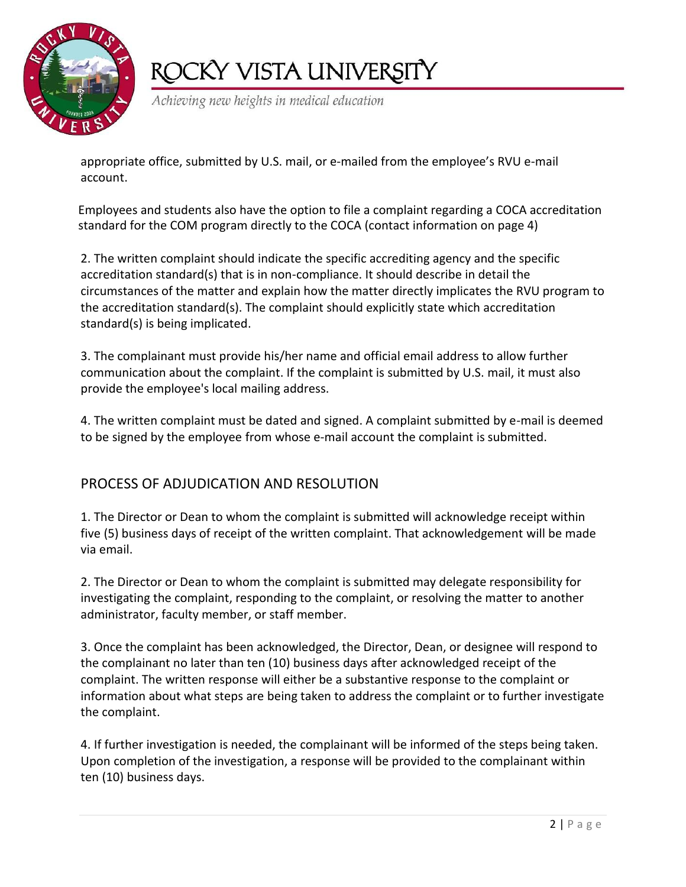appropriate office, submitted by U.S. mail, or e-mailed from the employee's RVU e-mail account.

Employees and students also have the option to file a complaint regarding a COCA accreditation standard for the COM program directly to the COCA (contact information on page 4)

2. The written complaint should indicate the specific accrediting agency and the specific accreditation standard(s) that is in non-compliance. It should describe in detail the circumstances of the matter and explain how the matter directly implicates the RVU program to the accreditation standard(s). The complaint should explicitly state which accreditation standard(s) is being implicated.

3. The complainant must provide his/her name and official email address to allow further communication about the complaint. If the complaint is submitted by U.S. mail, it must also provide the employee's local mailing address.

4. The written complaint must be dated and signed. A complaint submitted by e-mail is deemed to be signed by the employee from whose e-mail account the complaint is submitted.

## PROCESS OF ADJUDICATION AND RESOLUTION

1. The Director or Dean to whom the complaint is submitted will acknowledge receipt within five (5) business days of receipt of the written complaint. That acknowledgement will be made via email.

2. The Director or Dean to whom the complaint is submitted may delegate responsibility for investigating the complaint, responding to the complaint, or resolving the matter to another administrator, faculty member, or staff member.

3. Once the complaint has been acknowledged, the Director, Dean, or designee will respond to the complainant no later than ten (10) business days after acknowledged receipt of the complaint. The written response will either be a substantive response to the complaint or information about what steps are being taken to address the complaint or to further investigate the complaint.

4. If further investigation is needed, the complainant will be informed of the steps being taken. Upon completion of the investigation, a response will be provided to the complainant within ten (10) business days.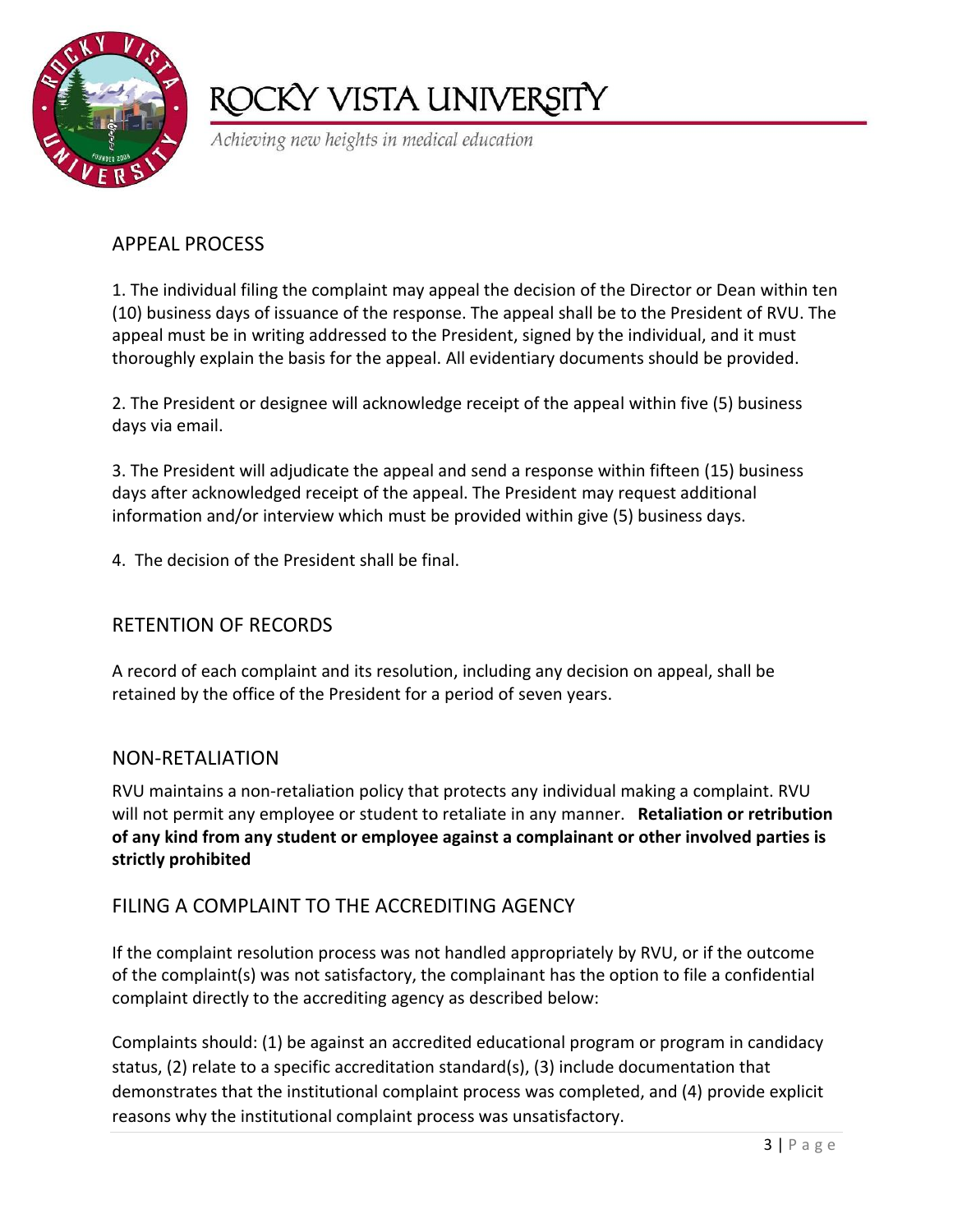## APPEAL PROCESS

1. The individual filing the complaint may appeal the decision of the Director or Dean within ten (10) business days of issuance of the response. The appeal shall be to the President of RVU. The appeal must be in writing addressed to the President, signed by the individual, and it must thoroughly explain the basis for the appeal. All evidentiary documents should be provided.

2. The President or designee will acknowledge receipt of the appeal within five (5) business days via email.

3. The President will adjudicate the appeal and send a response within fifteen (15) business days after acknowledged receipt of the appeal. The President may request additional information and/or interview which must be provided within give (5) business days.

4. The decision of the President shall be final.

## RETENTION OF RECORDS

A record of each complaint and its resolution, including any decision on appeal, shall be retained by the office of the President for a period of seven years.

## NON-RETALIATION

RVU maintains a non-retaliation policy that protects any individual making a complaint. RVU will not permit any employee or student to retaliate in any manner. **Retaliation or retribution of any kind from any student or employee against a complainant or other involved parties is strictly prohibited**

## FILING A COMPLAINT TO THE ACCREDITING AGENCY

If the complaint resolution process was not handled appropriately by RVU, or if the outcome of the complaint(s) was not satisfactory, the complainant has the option to file a confidential complaint directly to the accrediting agency as described below:

Complaints should: (1) be against an accredited educational program or program in candidacy status, (2) relate to a specific accreditation standard(s), (3) include documentation that demonstrates that the institutional complaint process was completed, and (4) provide explicit reasons why the institutional complaint process was unsatisfactory.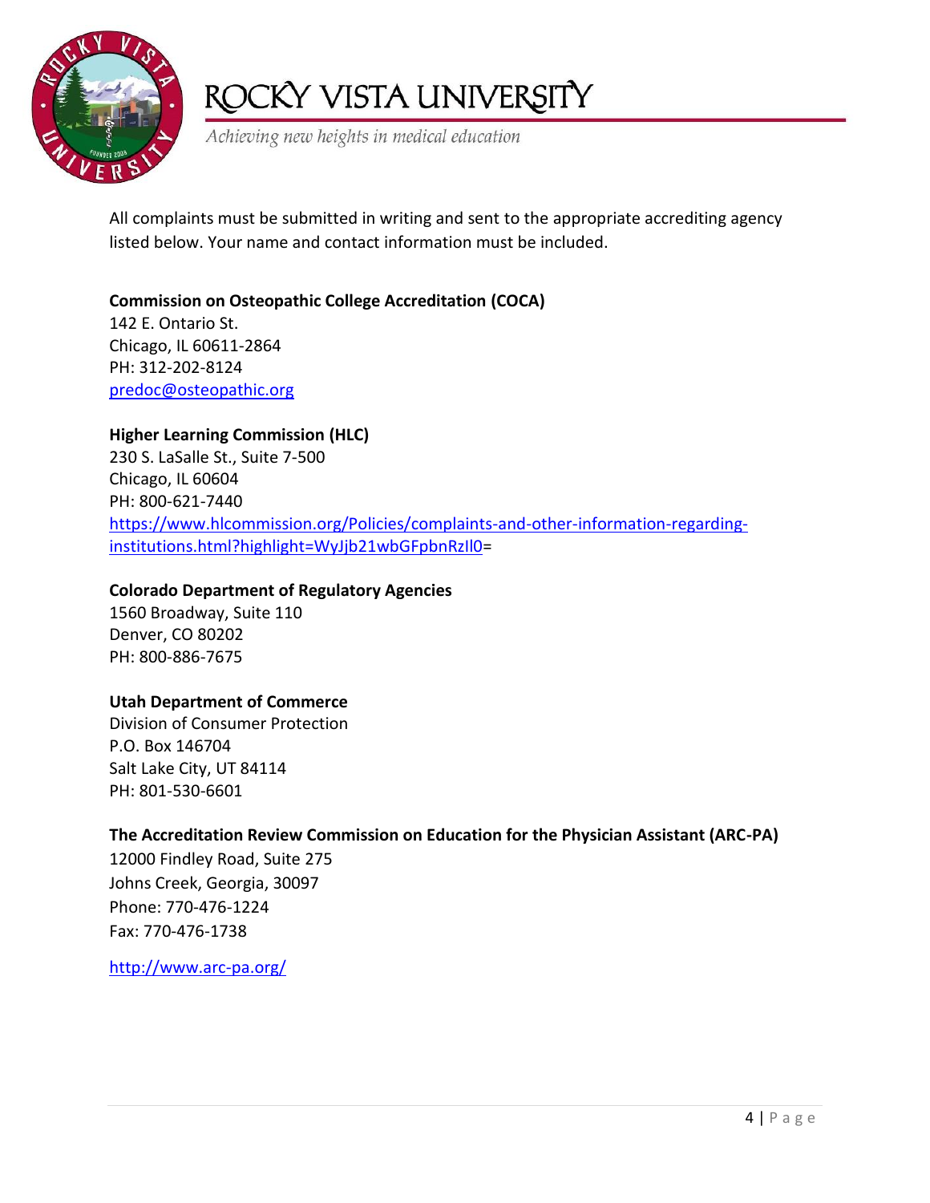All complaints must be submitted in writing and sent to the appropriate accrediting agency listed below. Your name and contact information must be included.

**Commission on Osteopathic College Accreditation (COCA)**
142 E. Ontario St.
Chicago, IL 60611-2864
PH: 312-202-8124
predoc@osteopathic.org

**Higher Learning Commission (HLC)**
230 S. LaSalle St., Suite 7-500
Chicago, IL 60604
PH: 800-621-7440
https://www.hlcommission.org/Policies/complaints-and-other-information-regarding-institutions.html?highlight=WyJjb21wbGFpbnRzIl0=

**Colorado Department of Regulatory Agencies**
1560 Broadway, Suite 110
Denver, CO 80202
PH: 800-886-7675

**Utah Department of Commerce**
Division of Consumer Protection
P.O. Box 146704
Salt Lake City, UT 84114
PH: 801-530-6601

**The Accreditation Review Commission on Education for the Physician Assistant (ARC-PA)**
12000 Findley Road, Suite 275
Johns Creek, Georgia, 30097
Phone: 770-476-1224
Fax: 770-476-1738

http://www.arc-pa.org/